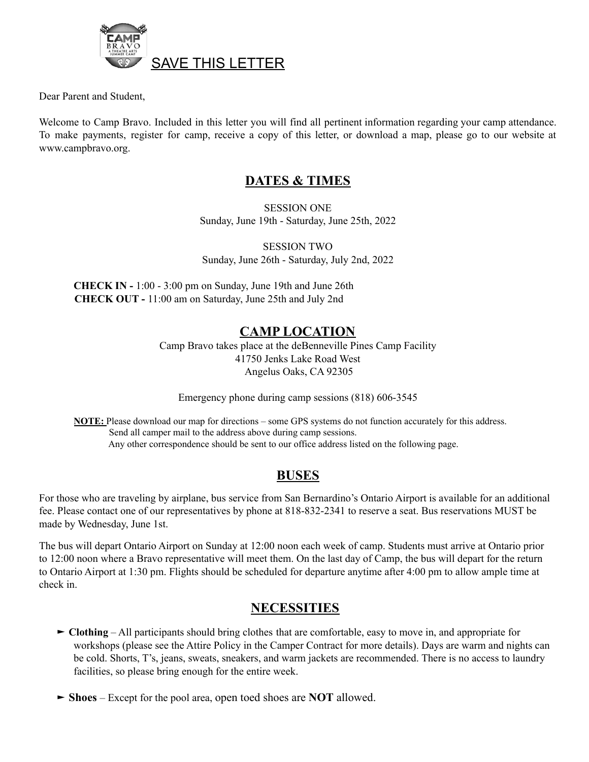SAVE THIS LETTER

Dear Parent and Student,

Welcome to Camp Bravo. Included in this letter you will find all pertinent information regarding your camp attendance. To make payments, register for camp, receive a copy of this letter, or download a map, please go to our website at www.campbravo.org.

## DATES & TIMES

SESSION ONE
Sunday, June 19th - Saturday, June 25th, 2022

SESSION TWO
Sunday, June 26th - Saturday, July 2nd, 2022

**CHECK IN -** 1:00 - 3:00 pm on Sunday, June 19th and June 26th
**CHECK OUT -** 11:00 am on Saturday, June 25th and July 2nd

## CAMP LOCATION

Camp Bravo takes place at the deBenneville Pines Camp Facility
41750 Jenks Lake Road West
Angelus Oaks, CA 92305

Emergency phone during camp sessions (818) 606-3545

**NOTE:** Please download our map for directions – some GPS systems do not function accurately for this address.
Send all camper mail to the address above during camp sessions.
Any other correspondence should be sent to our office address listed on the following page.

## BUSES

For those who are traveling by airplane, bus service from San Bernardino's Ontario Airport is available for an additional fee. Please contact one of our representatives by phone at 818-832-2341 to reserve a seat. Bus reservations MUST be made by Wednesday, June 1st.

The bus will depart Ontario Airport on Sunday at 12:00 noon each week of camp. Students must arrive at Ontario prior to 12:00 noon where a Bravo representative will meet them. On the last day of Camp, the bus will depart for the return to Ontario Airport at 1:30 pm. Flights should be scheduled for departure anytime after 4:00 pm to allow ample time at check in.

## NECESSITIES

- **Clothing** – All participants should bring clothes that are comfortable, easy to move in, and appropriate for workshops (please see the Attire Policy in the Camper Contract for more details). Days are warm and nights can be cold. Shorts, T's, jeans, sweats, sneakers, and warm jackets are recommended. There is no access to laundry facilities, so please bring enough for the entire week.
- **Shoes** – Except for the pool area, open toed shoes are **NOT** allowed.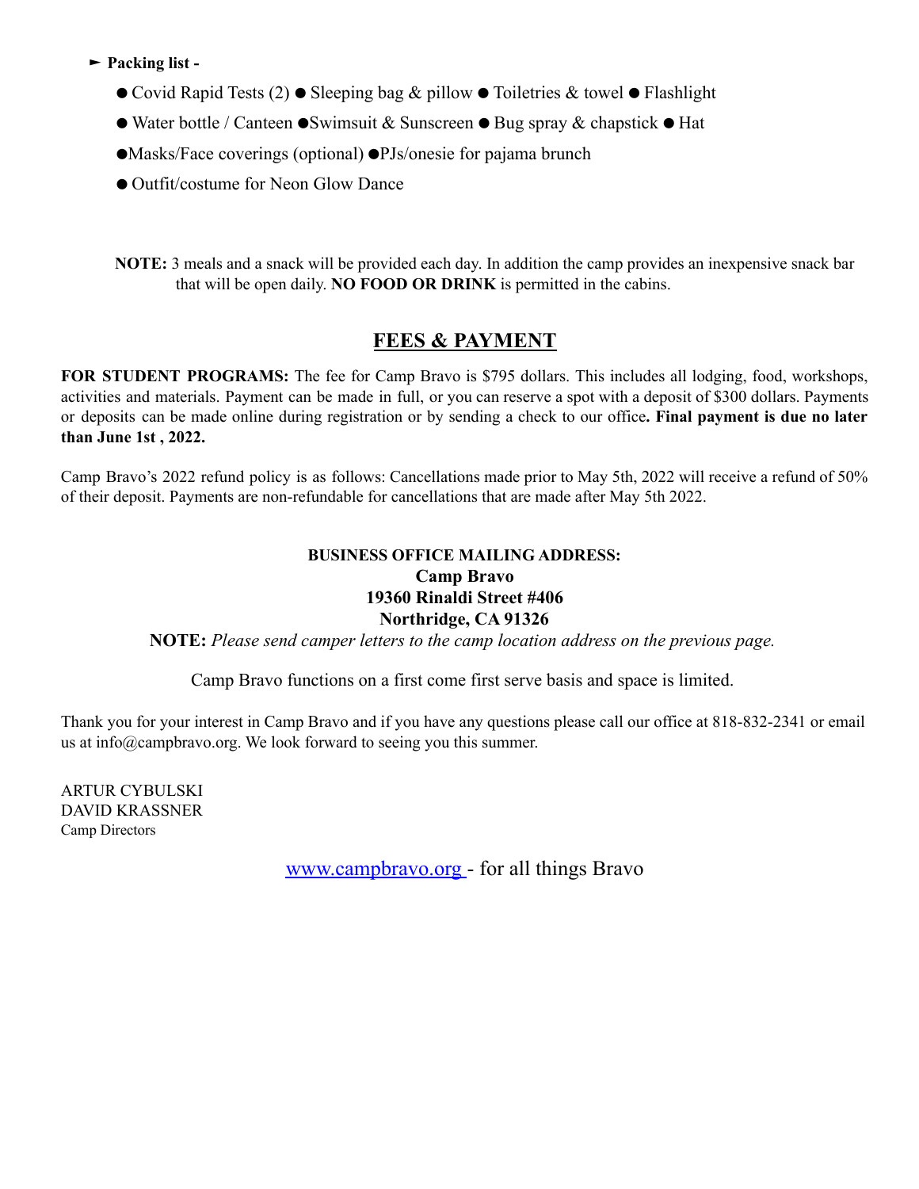► **Packing list -**

- Covid Rapid Tests (2) ● Sleeping bag & pillow ● Toiletries & towel ● Flashlight
- Water bottle / Canteen ●Swimsuit & Sunscreen ● Bug spray & chapstick ● Hat
- Masks/Face coverings (optional) ●PJs/onesie for pajama brunch
- Outfit/costume for Neon Glow Dance

**NOTE:** 3 meals and a snack will be provided each day. In addition the camp provides an inexpensive snack bar that will be open daily. **NO FOOD OR DRINK** is permitted in the cabins.

## FEES & PAYMENT

**FOR STUDENT PROGRAMS:** The fee for Camp Bravo is $795 dollars. This includes all lodging, food, workshops, activities and materials. Payment can be made in full, or you can reserve a spot with a deposit of $300 dollars. Payments or deposits can be made online during registration or by sending a check to our office**. Final payment is due no later than June 1st , 2022.**

Camp Bravo's 2022 refund policy is as follows: Cancellations made prior to May 5th, 2022 will receive a refund of 50% of their deposit. Payments are non-refundable for cancellations that are made after May 5th 2022.

**BUSINESS OFFICE MAILING ADDRESS:**
**Camp Bravo**
**19360 Rinaldi Street #406**
**Northridge, CA 91326**

**NOTE:** *Please send camper letters to the camp location address on the previous page.*

Camp Bravo functions on a first come first serve basis and space is limited.

Thank you for your interest in Camp Bravo and if you have any questions please call our office at 818-832-2341 or email us at info@campbravo.org. We look forward to seeing you this summer.

ARTUR CYBULSKI
DAVID KRASSNER
Camp Directors

[www.campbravo.org](http://www.campbravo.org) - for all things Bravo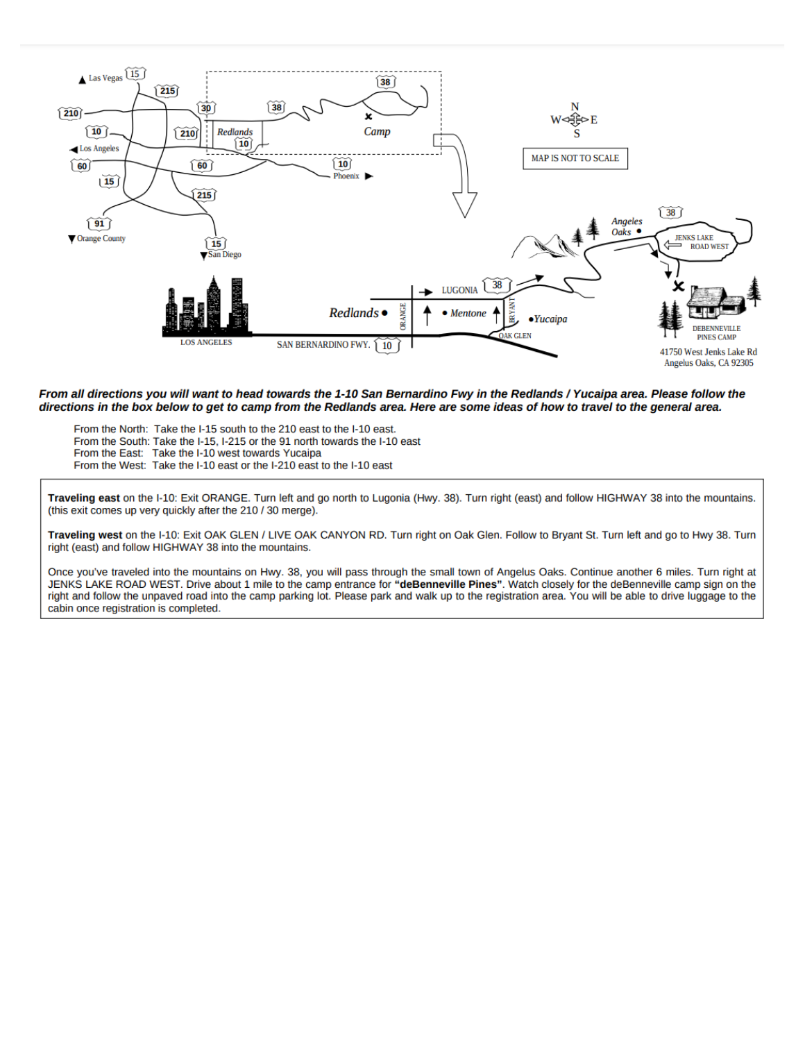Las Vegas 15
215
210
30
38
38
Redlands
10
Camp
10
Los Angeles
210
60
60
10
Phoenix
15
215
91
Orange County
15
San Diego

N
W E
S

MAP IS NOT TO SCALE

Angeles Oaks
38
JENKS LAKE ROAD WEST
LUGONIA
38
Redlands
ORANGE
Mentone
BRYANT
Yucaipa
LOS ANGELES
SAN BERNARDINO FWY. 10
OAK GLEN
DEBENNEVILLE PINES CAMP

41750 West Jenks Lake Rd
Angelus Oaks, CA 92305

***From all directions you will want to head towards the 1-10 San Bernardino Fwy in the Redlands / Yucaipa area. Please follow the directions in the box below to get to camp from the Redlands area. Here are some ideas of how to travel to the general area.***

From the North: Take the I-15 south to the 210 east to the I-10 east.
From the South: Take the I-15, I-215 or the 91 north towards the I-10 east
From the East: Take the I-10 west towards Yucaipa
From the West: Take the I-10 east or the I-210 east to the I-10 east

**Traveling east** on the I-10: Exit ORANGE. Turn left and go north to Lugonia (Hwy. 38). Turn right (east) and follow HIGHWAY 38 into the mountains. (this exit comes up very quickly after the 210 / 30 merge).

**Traveling west** on the I-10: Exit OAK GLEN / LIVE OAK CANYON RD. Turn right on Oak Glen. Follow to Bryant St. Turn left and go to Hwy 38. Turn right (east) and follow HIGHWAY 38 into the mountains.

Once you've traveled into the mountains on Hwy. 38, you will pass through the small town of Angelus Oaks. Continue another 6 miles. Turn right at JENKS LAKE ROAD WEST. Drive about 1 mile to the camp entrance for **"deBenneville Pines"**. Watch closely for the deBenneville camp sign on the right and follow the unpaved road into the camp parking lot. Please park and walk up to the registration area. You will be able to drive luggage to the cabin once registration is completed.